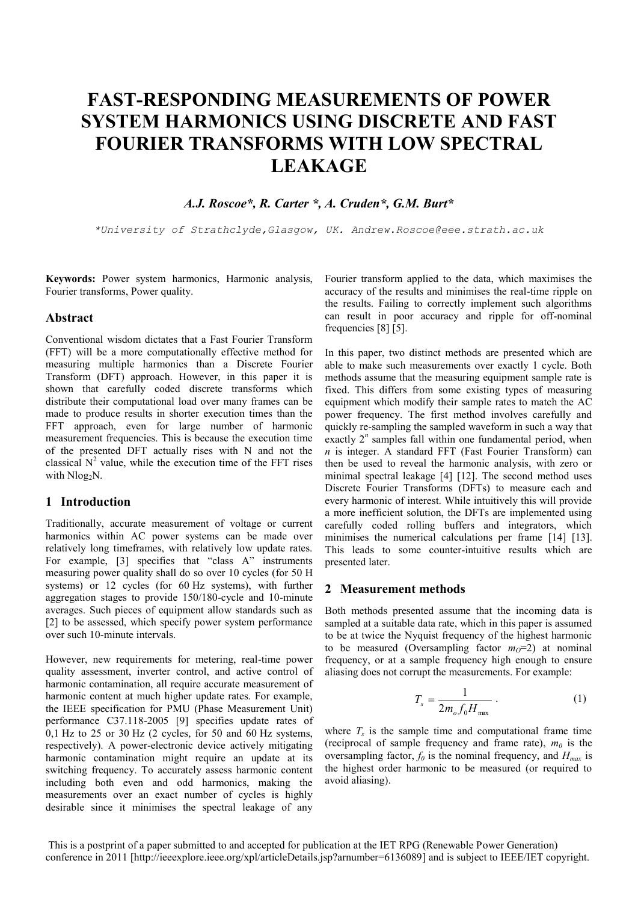# FAST-RESPONDING MEASUREMENTS OF POWER SYSTEM HARMONICS USING DISCRETE AND FAST FOURIER TRANSFORMS WITH LOW SPECTRAL LEAKAGE

***A.J. Roscoe\*, R. Carter \*, A. Cruden\*, G.M. Burt\****

*\*University of Strathclyde,Glasgow, UK. Andrew.Roscoe@eee.strath.ac.uk*

**Keywords:** Power system harmonics, Harmonic analysis, Fourier transforms, Power quality.

## Abstract

Conventional wisdom dictates that a Fast Fourier Transform (FFT) will be a more computationally effective method for measuring multiple harmonics than a Discrete Fourier Transform (DFT) approach. However, in this paper it is shown that carefully coded discrete transforms which distribute their computational load over many frames can be made to produce results in shorter execution times than the FFT approach, even for large number of harmonic measurement frequencies. This is because the execution time of the presented DFT actually rises with N and not the classical $N^2$ value, while the execution time of the FFT rises with $N\log_2 N$.

## 1 Introduction

Traditionally, accurate measurement of voltage or current harmonics within AC power systems can be made over relatively long timeframes, with relatively low update rates. For example, [3] specifies that "class A" instruments measuring power quality shall do so over 10 cycles (for 50 H systems) or 12 cycles (for 60 Hz systems), with further aggregation stages to provide 150/180-cycle and 10-minute averages. Such pieces of equipment allow standards such as [2] to be assessed, which specify power system performance over such 10-minute intervals.

However, new requirements for metering, real-time power quality assessment, inverter control, and active control of harmonic contamination, all require accurate measurement of harmonic content at much higher update rates. For example, the IEEE specification for PMU (Phase Measurement Unit) performance C37.118-2005 [9] specifies update rates of 0,1 Hz to 25 or 30 Hz (2 cycles, for 50 and 60 Hz systems, respectively). A power-electronic device actively mitigating harmonic contamination might require an update at its switching frequency. To accurately assess harmonic content including both even and odd harmonics, making the measurements over an exact number of cycles is highly desirable since it minimises the spectral leakage of any Fourier transform applied to the data, which maximises the accuracy of the results and minimises the real-time ripple on the results. Failing to correctly implement such algorithms can result in poor accuracy and ripple for off-nominal frequencies [8] [5].

In this paper, two distinct methods are presented which are able to make such measurements over exactly 1 cycle. Both methods assume that the measuring equipment sample rate is fixed. This differs from some existing types of measuring equipment which modify their sample rates to match the AC power frequency. The first method involves carefully and quickly re-sampling the sampled waveform in such a way that exactly $2^n$ samples fall within one fundamental period, when $n$ is integer. A standard FFT (Fast Fourier Transform) can then be used to reveal the harmonic analysis, with zero or minimal spectral leakage [4] [12]. The second method uses Discrete Fourier Transforms (DFTs) to measure each and every harmonic of interest. While intuitively this will provide a more inefficient solution, the DFTs are implemented using carefully coded rolling buffers and integrators, which minimises the numerical calculations per frame [14] [13]. This leads to some counter-intuitive results which are presented later.

## 2 Measurement methods

Both methods presented assume that the incoming data is sampled at a suitable data rate, which in this paper is assumed to be at twice the Nyquist frequency of the highest harmonic to be measured (Oversampling factor $m_O$=2) at nominal frequency, or at a sample frequency high enough to ensure aliasing does not corrupt the measurements. For example:

$$T_s = \frac{1}{2m_o f_0 H_{\max}} . \quad (1)$$

where $T_s$ is the sample time and computational frame time (reciprocal of sample frequency and frame rate), $m_0$ is the oversampling factor, $f_0$ is the nominal frequency, and $H_{max}$ is the highest order harmonic to be measured (or required to avoid aliasing).

This is a postprint of a paper submitted to and accepted for publication at the IET RPG (Renewable Power Generation) conference in 2011 [http://ieeexplore.ieee.org/xpl/articleDetails.jsp?arnumber=6136089] and is subject to IEEE/IET copyright.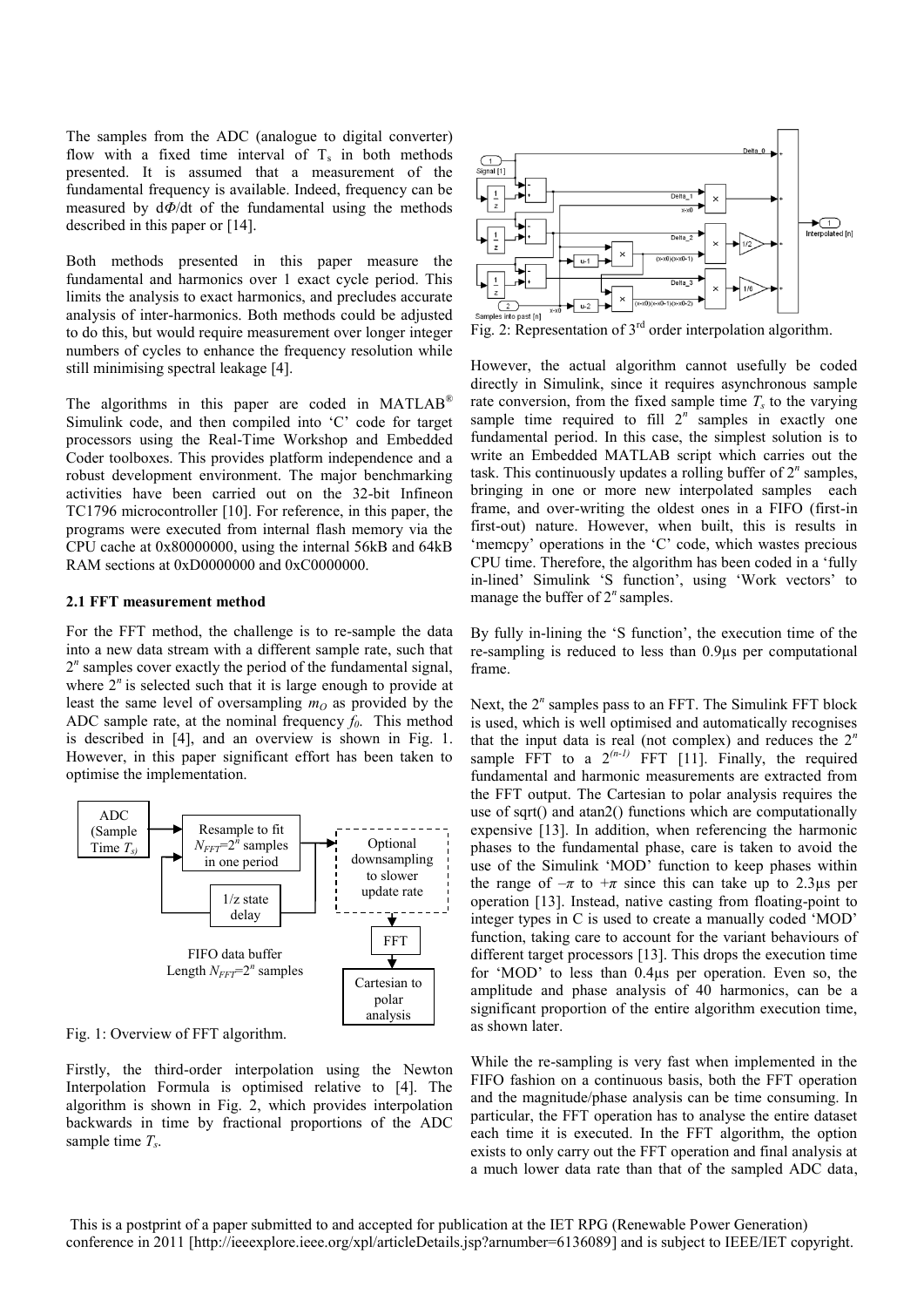The samples from the ADC (analogue to digital converter) flow with a fixed time interval of $T_s$ in both methods presented. It is assumed that a measurement of the fundamental frequency is available. Indeed, frequency can be measured by $d\Phi/dt$ of the fundamental using the methods described in this paper or [14].

Both methods presented in this paper measure the fundamental and harmonics over 1 exact cycle period. This limits the analysis to exact harmonics, and precludes accurate analysis of inter-harmonics. Both methods could be adjusted to do this, but would require measurement over longer integer numbers of cycles to enhance the frequency resolution while still minimising spectral leakage [4].

The algorithms in this paper are coded in MATLAB® Simulink code, and then compiled into 'C' code for target processors using the Real-Time Workshop and Embedded Coder toolboxes. This provides platform independence and a robust development environment. The major benchmarking activities have been carried out on the 32-bit Infineon TC1796 microcontroller [10]. For reference, in this paper, the programs were executed from internal flash memory via the CPU cache at 0x80000000, using the internal 56kB and 64kB RAM sections at 0xD0000000 and 0xC0000000.

### 2.1 FFT measurement method

For the FFT method, the challenge is to re-sample the data into a new data stream with a different sample rate, such that $2^n$ samples cover exactly the period of the fundamental signal, where $2^n$ is selected such that it is large enough to provide at least the same level of oversampling $m_O$ as provided by the ADC sample rate, at the nominal frequency $f_0$. This method is described in [4], and an overview is shown in Fig. 1. However, in this paper significant effort has been taken to optimise the implementation.

Fig. 1: Overview of FFT algorithm.

Firstly, the third-order interpolation using the Newton Interpolation Formula is optimised relative to [4]. The algorithm is shown in Fig. 2, which provides interpolation backwards in time by fractional proportions of the ADC sample time $T_s$.

Fig. 2: Representation of 3rd order interpolation algorithm.

However, the actual algorithm cannot usefully be coded directly in Simulink, since it requires asynchronous sample rate conversion, from the fixed sample time $T_s$ to the varying sample time required to fill $2^n$ samples in exactly one fundamental period. In this case, the simplest solution is to write an Embedded MATLAB script which carries out the task. This continuously updates a rolling buffer of $2^n$ samples, bringing in one or more new interpolated samples each frame, and over-writing the oldest ones in a FIFO (first-in first-out) nature. However, when built, this is results in 'memcpy' operations in the 'C' code, which wastes precious CPU time. Therefore, the algorithm has been coded in a 'fully in-lined' Simulink 'S function', using 'Work vectors' to manage the buffer of $2^n$ samples.

By fully in-lining the 'S function', the execution time of the re-sampling is reduced to less than 0.9μs per computational frame.

Next, the $2^n$ samples pass to an FFT. The Simulink FFT block is used, which is well optimised and automatically recognises that the input data is real (not complex) and reduces the $2^n$ sample FFT to a $2^{(n-1)}$ FFT [11]. Finally, the required fundamental and harmonic measurements are extracted from the FFT output. The Cartesian to polar analysis requires the use of sqrt() and atan2() functions which are computationally expensive [13]. In addition, when referencing the harmonic phases to the fundamental phase, care is taken to avoid the use of the Simulink 'MOD' function to keep phases within the range of $-\pi$ to $+\pi$ since this can take up to 2.3μs per operation [13]. Instead, native casting from floating-point to integer types in C is used to create a manually coded 'MOD' function, taking care to account for the variant behaviours of different target processors [13]. This drops the execution time for 'MOD' to less than 0.4μs per operation. Even so, the amplitude and phase analysis of 40 harmonics, can be a significant proportion of the entire algorithm execution time, as shown later.

While the re-sampling is very fast when implemented in the FIFO fashion on a continuous basis, both the FFT operation and the magnitude/phase analysis can be time consuming. In particular, the FFT operation has to analyse the entire dataset each time it is executed. In the FFT algorithm, the option exists to only carry out the FFT operation and final analysis at a much lower data rate than that of the sampled ADC data,

This is a postprint of a paper submitted to and accepted for publication at the IET RPG (Renewable Power Generation) conference in 2011 [http://ieeexplore.ieee.org/xpl/articleDetails.jsp?arnumber=6136089] and is subject to IEEE/IET copyright.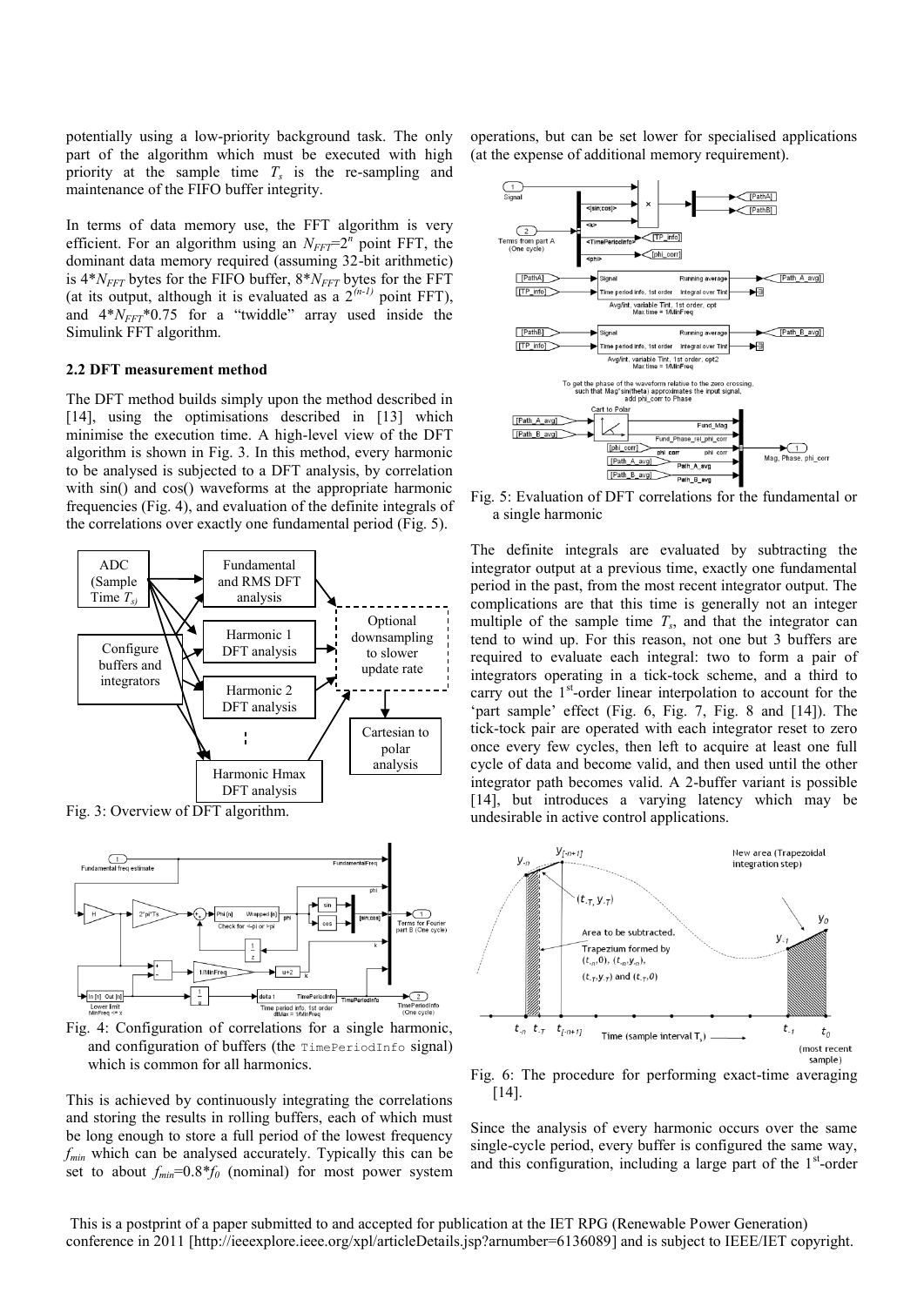potentially using a low-priority background task. The only part of the algorithm which must be executed with high priority at the sample time $T_s$ is the re-sampling and maintenance of the FIFO buffer integrity.

In terms of data memory use, the FFT algorithm is very efficient. For an algorithm using an $N_{FFT}=2^n$ point FFT, the dominant data memory required (assuming 32-bit arithmetic) is $4*N_{FFT}$ bytes for the FIFO buffer, $8*N_{FFT}$ bytes for the FFT (at its output, although it is evaluated as a $2^{(n-1)}$ point FFT), and $4*N_{FFT}*0.75$ for a "twiddle" array used inside the Simulink FFT algorithm.

### 2.2 DFT measurement method

The DFT method builds simply upon the method described in [14], using the optimisations described in [13] which minimise the execution time. A high-level view of the DFT algorithm is shown in Fig. 3. In this method, every harmonic to be analysed is subjected to a DFT analysis, by correlation with sin() and cos() waveforms at the appropriate harmonic frequencies (Fig. 4), and evaluation of the definite integrals of the correlations over exactly one fundamental period (Fig. 5).

Fig. 3: Overview of DFT algorithm.

Fig. 4: Configuration of correlations for a single harmonic, and configuration of buffers (the `TimePeriodInfo` signal) which is common for all harmonics.

This is achieved by continuously integrating the correlations and storing the results in rolling buffers, each of which must be long enough to store a full period of the lowest frequency $f_{min}$ which can be analysed accurately. Typically this can be set to about $f_{min}=0.8*f_0$ (nominal) for most power system operations, but can be set lower for specialised applications (at the expense of additional memory requirement).

Fig. 5: Evaluation of DFT correlations for the fundamental or a single harmonic

The definite integrals are evaluated by subtracting the integrator output at a previous time, exactly one fundamental period in the past, from the most recent integrator output. The complications are that this time is generally not an integer multiple of the sample time $T_s$, and that the integrator can tend to wind up. For this reason, not one but 3 buffers are required to evaluate each integral: two to form a pair of integrators operating in a tick-tock scheme, and a third to carry out the 1[st]-order linear interpolation to account for the 'part sample' effect (Fig. 6, Fig. 7, Fig. 8 and [14]). The tick-tock pair are operated with each integrator reset to zero once every few cycles, then left to acquire at least one full cycle of data and become valid, and then used until the other integrator path becomes valid. A 2-buffer variant is possible [14], but introduces a varying latency which may be undesirable in active control applications.

Fig. 6: The procedure for performing exact-time averaging [14].

Since the analysis of every harmonic occurs over the same single-cycle period, every buffer is configured the same way, and this configuration, including a large part of the 1[st]-order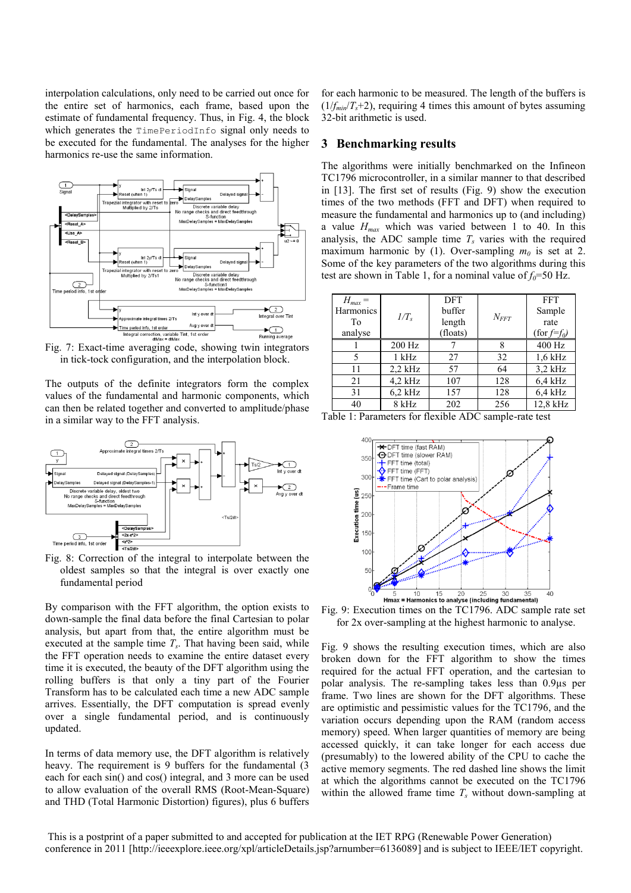interpolation calculations, only need to be carried out once for the entire set of harmonics, each frame, based upon the estimate of fundamental frequency. Thus, in Fig. 4, the block which generates the `TimePeriodInfo` signal only needs to be executed for the fundamental. The analyses for the higher harmonics re-use the same information.

Fig. 7: Exact-time averaging code, showing twin integrators in tick-tock configuration, and the interpolation block.

The outputs of the definite integrators form the complex values of the fundamental and harmonic components, which can then be related together and converted to amplitude/phase in a similar way to the FFT analysis.

Fig. 8: Correction of the integral to interpolate between the oldest samples so that the integral is over exactly one fundamental period

By comparison with the FFT algorithm, the option exists to down-sample the final data before the final Cartesian to polar analysis, but apart from that, the entire algorithm must be executed at the sample time $T_s$. That having been said, while the FFT operation needs to examine the entire dataset every time it is executed, the beauty of the DFT algorithm using the rolling buffers is that only a tiny part of the Fourier Transform has to be calculated each time a new ADC sample arrives. Essentially, the DFT computation is spread evenly over a single fundamental period, and is continuously updated.

In terms of data memory use, the DFT algorithm is relatively heavy. The requirement is 9 buffers for the fundamental (3 each for each sin() and cos() integral, and 3 more can be used to allow evaluation of the overall RMS (Root-Mean-Square) and THD (Total Harmonic Distortion) figures), plus 6 buffers for each harmonic to be measured. The length of the buffers is ($1/f_{min}/T_s+2$), requiring 4 times this amount of bytes assuming 32-bit arithmetic is used.

## 3 Benchmarking results

The algorithms were initially benchmarked on the Infineon TC1796 microcontroller, in a similar manner to that described in [13]. The first set of results (Fig. 9) show the execution times of the two methods (FFT and DFT) when required to measure the fundamental and harmonics up to (and including) a value $H_{max}$ which was varied between 1 to 40. In this analysis, the ADC sample time $T_s$ varies with the required maximum harmonic by (1). Over-sampling $m_0$ is set at 2. Some of the key parameters of the two algorithms during this test are shown in Table 1, for a nominal value of $f_0$=50 Hz.

| $H_{max}$ = Harmonics To analyse | $1/T_s$ | DFT buffer length (floats) | $N_{FFT}$ | FFT Sample rate (for $f$=$f_0$) |
|---|---|---|---|---|
| 1 | 200 Hz | 7 | 8 | 400 Hz |
| 5 | 1 kHz | 27 | 32 | 1,6 kHz |
| 11 | 2,2 kHz | 57 | 64 | 3,2 kHz |
| 21 | 4,2 kHz | 107 | 128 | 6,4 kHz |
| 31 | 6,2 kHz | 157 | 128 | 6,4 kHz |
| 40 | 8 kHz | 202 | 256 | 12,8 kHz |

Table 1: Parameters for flexible ADC sample-rate test

Fig. 9: Execution times on the TC1796. ADC sample rate set for 2x over-sampling at the highest harmonic to analyse.

Fig. 9 shows the resulting execution times, which are also broken down for the FFT algorithm to show the times required for the actual FFT operation, and the cartesian to polar analysis. The re-sampling takes less than 0.9µs per frame. Two lines are shown for the DFT algorithms. These are optimistic and pessimistic values for the TC1796, and the variation occurs depending upon the RAM (random access memory) speed. When larger quantities of memory are being accessed quickly, it can take longer for each access due (presumably) to the lowered ability of the CPU to cache the active memory segments. The red dashed line shows the limit at which the algorithms cannot be executed on the TC1796 within the allowed frame time $T_s$ without down-sampling at

This is a postprint of a paper submitted to and accepted for publication at the IET RPG (Renewable Power Generation) conference in 2011 [http://ieeexplore.ieee.org/xpl/articleDetails.jsp?arnumber=6136089] and is subject to IEEE/IET copyright.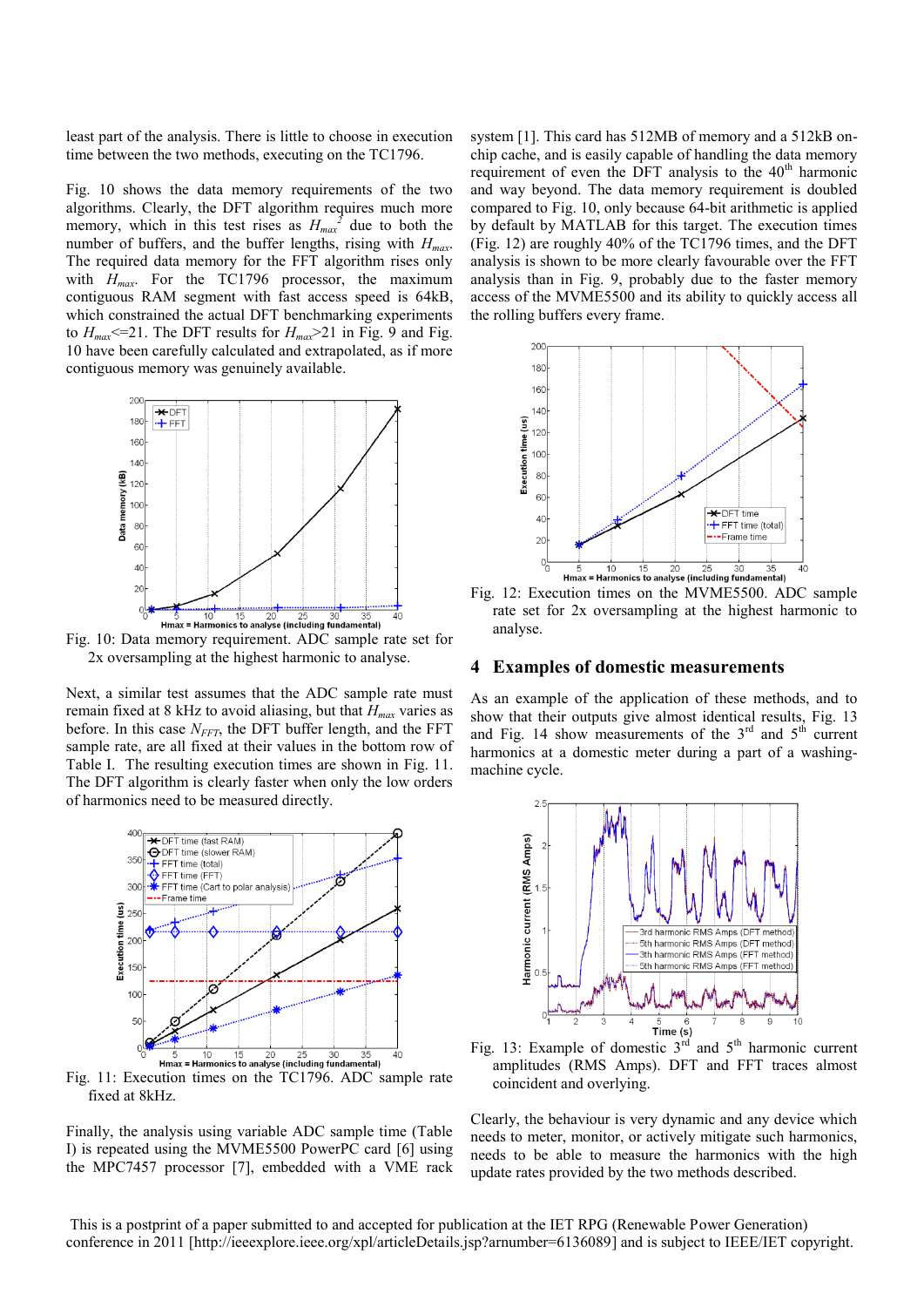least part of the analysis. There is little to choose in execution time between the two methods, executing on the TC1796.

Fig. 10 shows the data memory requirements of the two algorithms. Clearly, the DFT algorithm requires much more memory, which in this test rises as $H_{max}^2$ due to both the number of buffers, and the buffer lengths, rising with $H_{max}$. The required data memory for the FFT algorithm rises only with $H_{max}$. For the TC1796 processor, the maximum contiguous RAM segment with fast access speed is 64kB, which constrained the actual DFT benchmarking experiments to $H_{max}$<=21. The DFT results for $H_{max}$>21 in Fig. 9 and Fig. 10 have been carefully calculated and extrapolated, as if more contiguous memory was genuinely available.

Fig. 10: Data memory requirement. ADC sample rate set for 2x oversampling at the highest harmonic to analyse.

Next, a similar test assumes that the ADC sample rate must remain fixed at 8 kHz to avoid aliasing, but that $H_{max}$ varies as before. In this case $N_{FFT}$, the DFT buffer length, and the FFT sample rate, are all fixed at their values in the bottom row of Table I. The resulting execution times are shown in Fig. 11. The DFT algorithm is clearly faster when only the low orders of harmonics need to be measured directly.

Fig. 11: Execution times on the TC1796. ADC sample rate fixed at 8kHz.

Finally, the analysis using variable ADC sample time (Table I) is repeated using the MVME5500 PowerPC card [6] using the MPC7457 processor [7], embedded with a VME rack system [1]. This card has 512MB of memory and a 512kB on-chip cache, and is easily capable of handling the data memory requirement of even the DFT analysis to the 40th harmonic and way beyond. The data memory requirement is doubled compared to Fig. 10, only because 64-bit arithmetic is applied by default by MATLAB for this target. The execution times (Fig. 12) are roughly 40% of the TC1796 times, and the DFT analysis is shown to be more clearly favourable over the FFT analysis than in Fig. 9, probably due to the faster memory access of the MVME5500 and its ability to quickly access all the rolling buffers every frame.

Fig. 12: Execution times on the MVME5500. ADC sample rate set for 2x oversampling at the highest harmonic to analyse.

## 4 Examples of domestic measurements

As an example of the application of these methods, and to show that their outputs give almost identical results, Fig. 13 and Fig. 14 show measurements of the 3rd and 5th current harmonics at a domestic meter during a part of a washing-machine cycle.

Fig. 13: Example of domestic 3rd and 5th harmonic current amplitudes (RMS Amps). DFT and FFT traces almost coincident and overlying.

Clearly, the behaviour is very dynamic and any device which needs to meter, monitor, or actively mitigate such harmonics, needs to be able to measure the harmonics with the high update rates provided by the two methods described.

This is a postprint of a paper submitted to and accepted for publication at the IET RPG (Renewable Power Generation) conference in 2011 [http://ieeexplore.ieee.org/xpl/articleDetails.jsp?arnumber=6136089] and is subject to IEEE/IET copyright.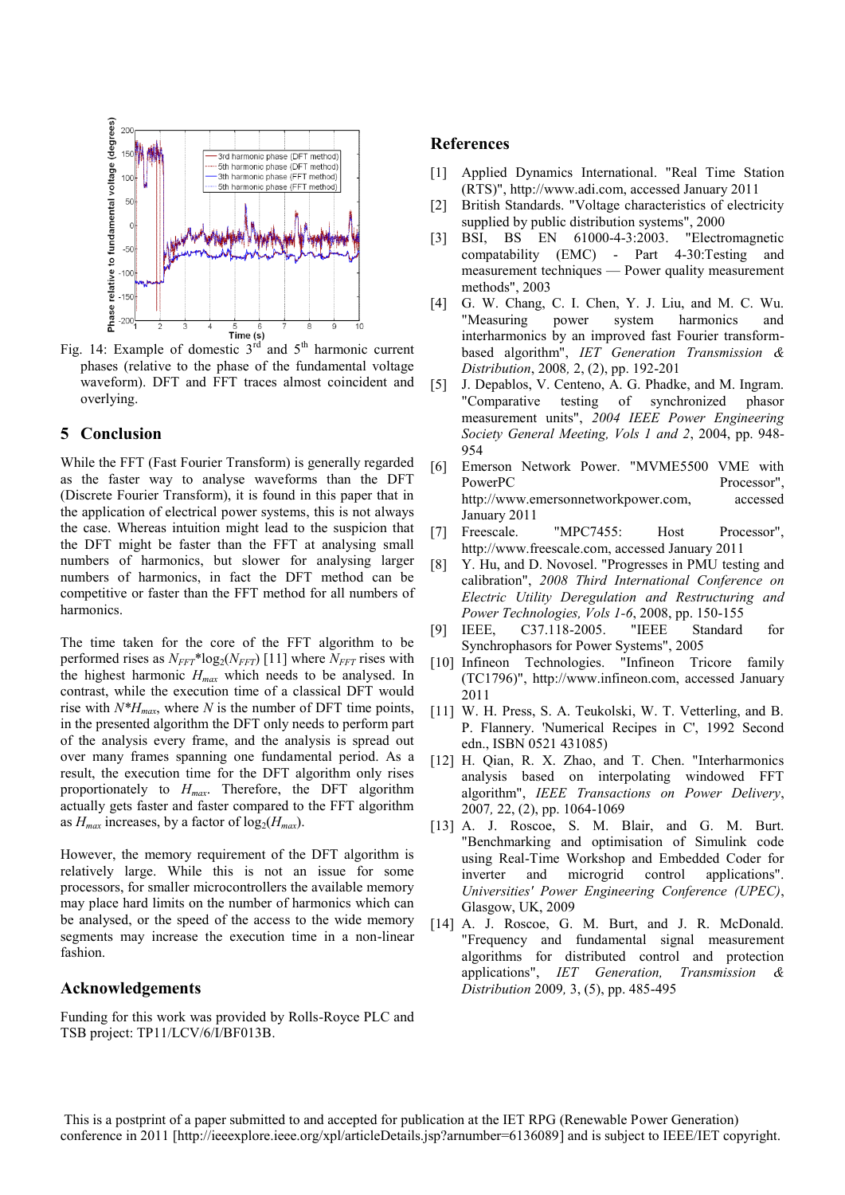Phase relative to fundamental voltage (degrees)

200
150
100
50
0
-50
-100
-150
-200

1 2 3 4 5 6 7 8 9 10

Time (s)

3rd harmonic phase (DFT method)
5th harmonic phase (DFT method)
3th harmonic phase (FFT method)
5th harmonic phase (FFT method)

Fig. 14: Example of domestic 3rd and 5th harmonic current phases (relative to the phase of the fundamental voltage waveform). DFT and FFT traces almost coincident and overlying.

## 5 Conclusion

While the FFT (Fast Fourier Transform) is generally regarded as the faster way to analyse waveforms than the DFT (Discrete Fourier Transform), it is found in this paper that in the application of electrical power systems, this is not always the case. Whereas intuition might lead to the suspicion that the DFT might be faster than the FFT at analysing small numbers of harmonics, but slower for analysing larger numbers of harmonics, in fact the DFT method can be competitive or faster than the FFT method for all numbers of harmonics.

The time taken for the core of the FFT algorithm to be performed rises as $N_{FFT}*\log_2(N_{FFT})$ [11] where $N_{FFT}$ rises with the highest harmonic $H_{max}$ which needs to be analysed. In contrast, while the execution time of a classical DFT would rise with $N*H_{max}$, where $N$ is the number of DFT time points, in the presented algorithm the DFT only needs to perform part of the analysis every frame, and the analysis is spread out over many frames spanning one fundamental period. As a result, the execution time for the DFT algorithm only rises proportionately to $H_{max}$. Therefore, the DFT algorithm actually gets faster and faster compared to the FFT algorithm as $H_{max}$ increases, by a factor of $\log_2(H_{max})$.

However, the memory requirement of the DFT algorithm is relatively large. While this is not an issue for some processors, for smaller microcontrollers the available memory may place hard limits on the number of harmonics which can be analysed, or the speed of the access to the wide memory segments may increase the execution time in a non-linear fashion.

## Acknowledgements

Funding for this work was provided by Rolls-Royce PLC and TSB project: TP11/LCV/6/I/BF013B.

## References

[1] Applied Dynamics International. "Real Time Station (RTS)", http://www.adi.com, accessed January 2011

[2] British Standards. "Voltage characteristics of electricity supplied by public distribution systems", 2000

[3] BSI, BS EN 61000-4-3:2003. "Electromagnetic compatibility (EMC) - Part 4-30:Testing and measurement techniques — Power quality measurement methods", 2003

[4] G. W. Chang, C. I. Chen, Y. J. Liu, and M. C. Wu. "Measuring power system harmonics and interharmonics by an improved fast Fourier transform-based algorithm", *IET Generation Transmission & Distribution*, 2008, 2, (2), pp. 192-201

[5] J. Depablos, V. Centeno, A. G. Phadke, and M. Ingram. "Comparative testing of synchronized phasor measurement units", *2004 IEEE Power Engineering Society General Meeting, Vols 1 and 2*, 2004, pp. 948-954

[6] Emerson Network Power. "MVME5500 VME with PowerPC Processor", http://www.emersonnetworkpower.com, accessed January 2011

[7] Freescale. "MPC7455: Host Processor", http://www.freescale.com, accessed January 2011

[8] Y. Hu, and D. Novosel. "Progresses in PMU testing and calibration", *2008 Third International Conference on Electric Utility Deregulation and Restructuring and Power Technologies, Vols 1-6*, 2008, pp. 150-155

[9] IEEE, C37.118-2005. "IEEE Standard for Synchrophasors for Power Systems", 2005

[10] Infineon Technologies. "Infineon Tricore family (TC1796)", http://www.infineon.com, accessed January 2011

[11] W. H. Press, S. A. Teukolski, W. T. Vetterling, and B. P. Flannery. 'Numerical Recipes in C', 1992 Second edn., ISBN 0521 431085)

[12] H. Qian, R. X. Zhao, and T. Chen. "Interharmonics analysis based on interpolating windowed FFT algorithm", *IEEE Transactions on Power Delivery*, 2007, 22, (2), pp. 1064-1069

[13] A. J. Roscoe, S. M. Blair, and G. M. Burt. "Benchmarking and optimisation of Simulink code using Real-Time Workshop and Embedded Coder for inverter and microgrid control applications". *Universities' Power Engineering Conference (UPEC)*, Glasgow, UK, 2009

[14] A. J. Roscoe, G. M. Burt, and J. R. McDonald. "Frequency and fundamental signal measurement algorithms for distributed control and protection applications", *IET Generation, Transmission & Distribution* 2009, 3, (5), pp. 485-495

This is a postprint of a paper submitted to and accepted for publication at the IET RPG (Renewable Power Generation) conference in 2011 [http://ieeexplore.ieee.org/xpl/articleDetails.jsp?arnumber=6136089] and is subject to IEEE/IET copyright.